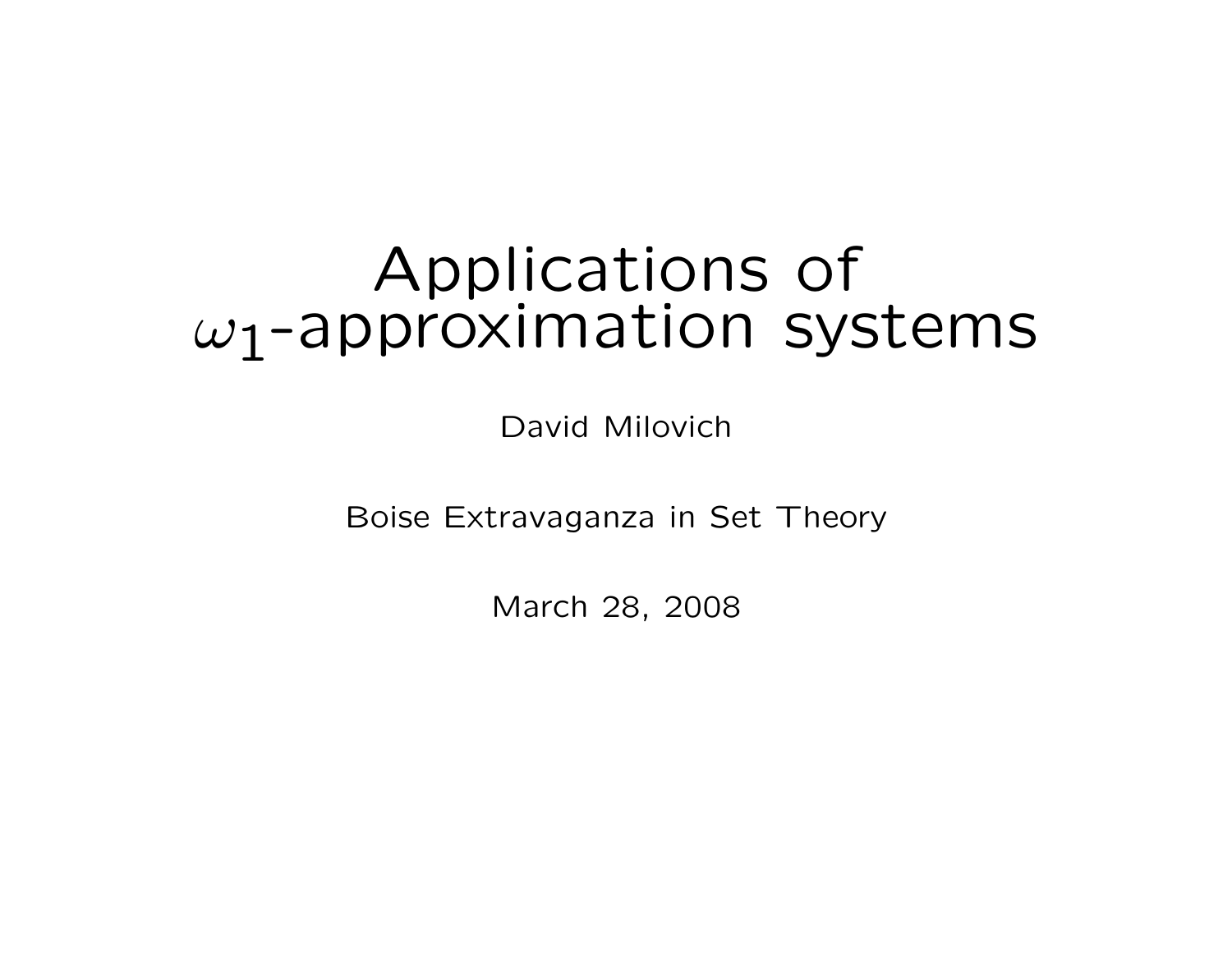# Applications of $\omega_1$-approximation systems

David Milovich

Boise Extravaganza in Set Theory

March 28, 2008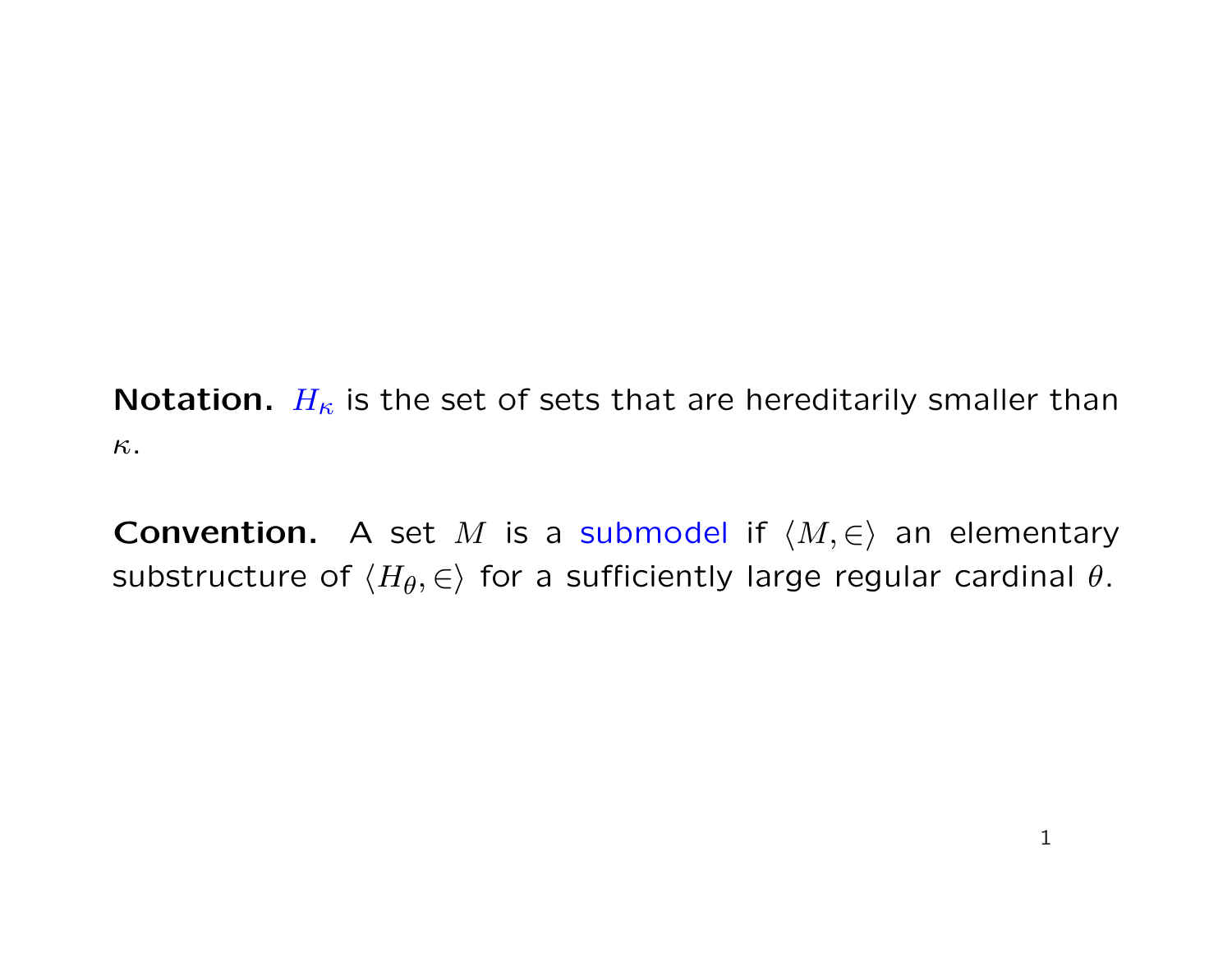**Notation.** $H_\kappa$ is the set of sets that are hereditarily smaller than $\kappa$.

**Convention.** A set $M$ is a submodel if $\langle M, \in \rangle$ an elementary substructure of $\langle H_\theta, \in \rangle$ for a sufficiently large regular cardinal $\theta$.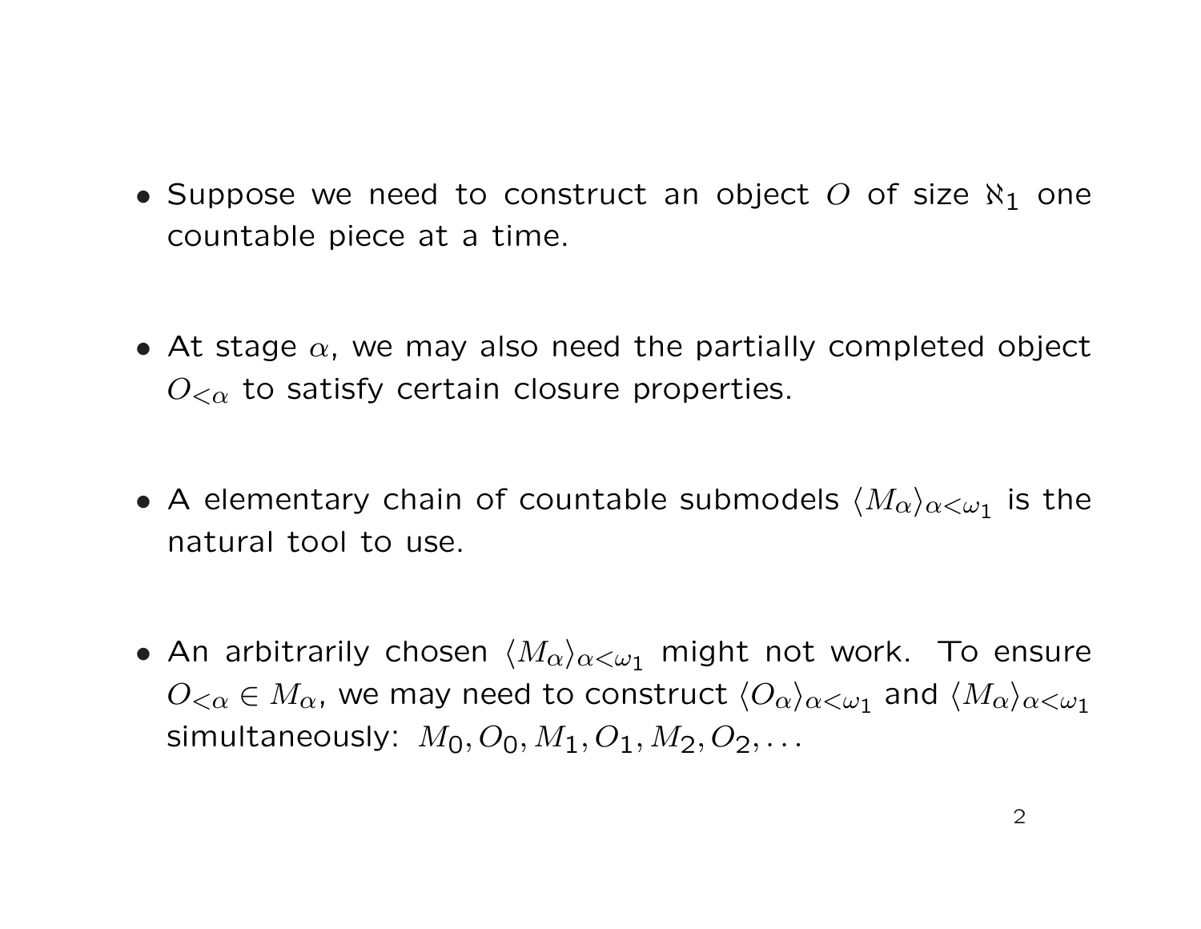- Suppose we need to construct an object $O$ of size $\aleph_1$ one countable piece at a time.

- At stage $\alpha$, we may also need the partially completed object $O_{<\alpha}$ to satisfy certain closure properties.

- A elementary chain of countable submodels $\langle M_\alpha \rangle_{\alpha<\omega_1}$ is the natural tool to use.

- An arbitrarily chosen $\langle M_\alpha \rangle_{\alpha<\omega_1}$ might not work. To ensure $O_{<\alpha} \in M_\alpha$, we may need to construct $\langle O_\alpha \rangle_{\alpha<\omega_1}$ and $\langle M_\alpha \rangle_{\alpha<\omega_1}$ simultaneously: $M_0, O_0, M_1, O_1, M_2, O_2, \ldots$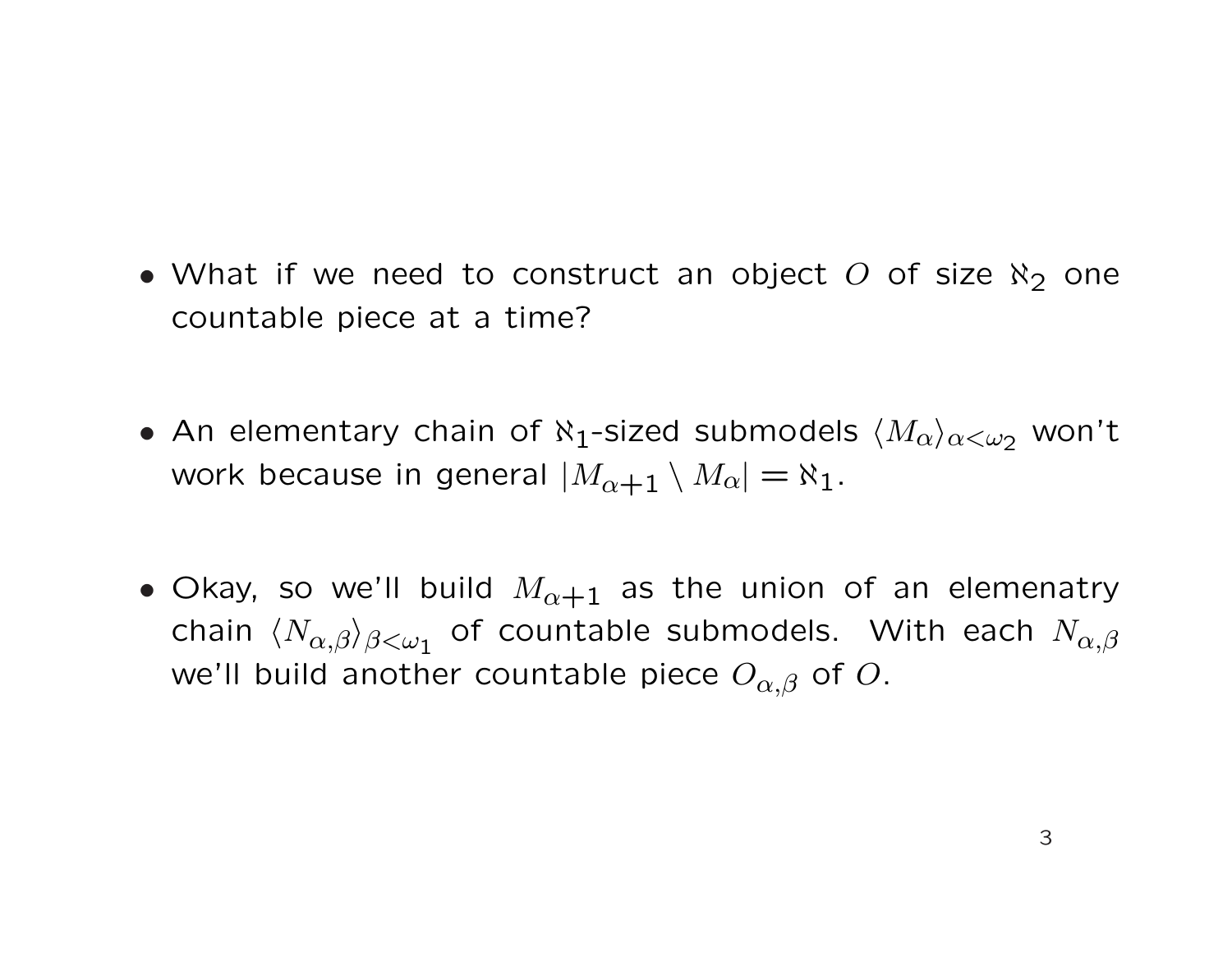- What if we need to construct an object $O$ of size $\aleph_2$ one countable piece at a time?

- An elementary chain of $\aleph_1$-sized submodels $\langle M_\alpha \rangle_{\alpha < \omega_2}$ won't work because in general $|M_{\alpha+1} \setminus M_\alpha| = \aleph_1$.

- Okay, so we'll build $M_{\alpha+1}$ as the union of an elemenatry chain $\langle N_{\alpha,\beta} \rangle_{\beta < \omega_1}$ of countable submodels. With each $N_{\alpha,\beta}$ we'll build another countable piece $O_{\alpha,\beta}$ of $O$.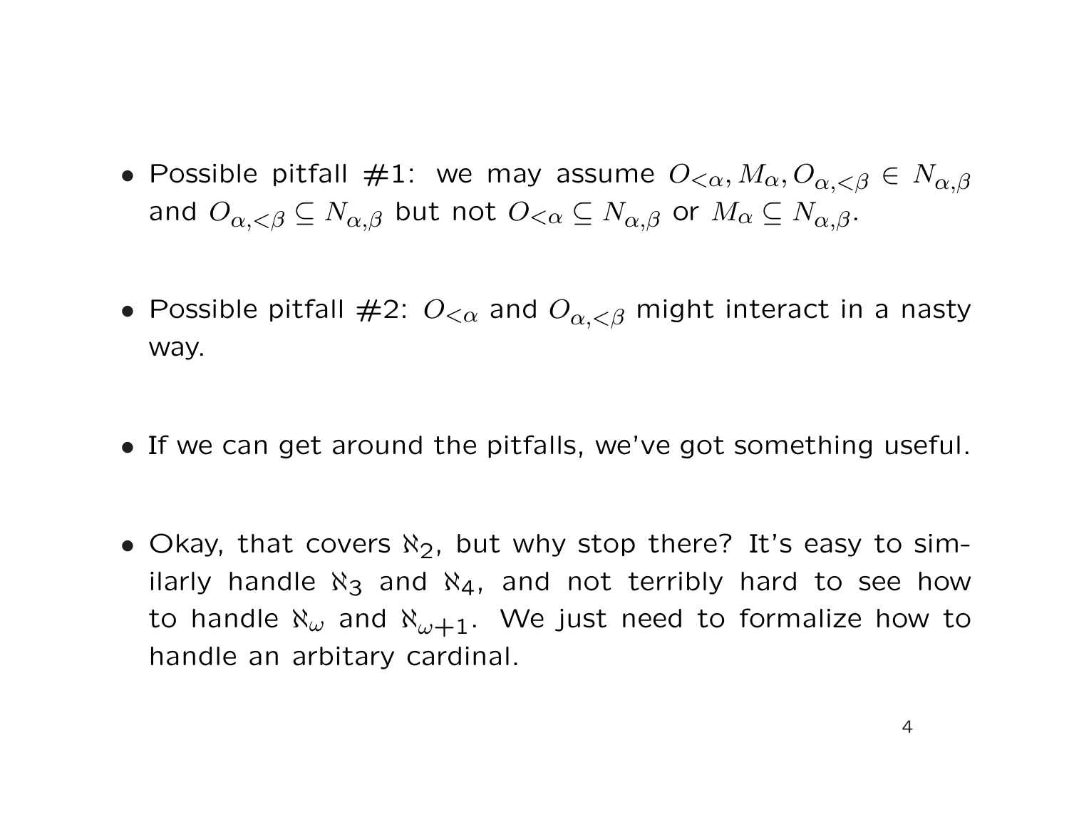- Possible pitfall #1: we may assume $O_{<\alpha}, M_\alpha, O_{\alpha,<\beta} \in N_{\alpha,\beta}$ and $O_{\alpha,<\beta} \subseteq N_{\alpha,\beta}$ but not $O_{<\alpha} \subseteq N_{\alpha,\beta}$ or $M_\alpha \subseteq N_{\alpha,\beta}$.

- Possible pitfall #2: $O_{<\alpha}$ and $O_{\alpha,<\beta}$ might interact in a nasty way.

- If we can get around the pitfalls, we've got something useful.

- Okay, that covers $\aleph_2$, but why stop there? It's easy to similarly handle $\aleph_3$ and $\aleph_4$, and not terribly hard to see how to handle $\aleph_\omega$ and $\aleph_{\omega+1}$. We just need to formalize how to handle an arbitary cardinal.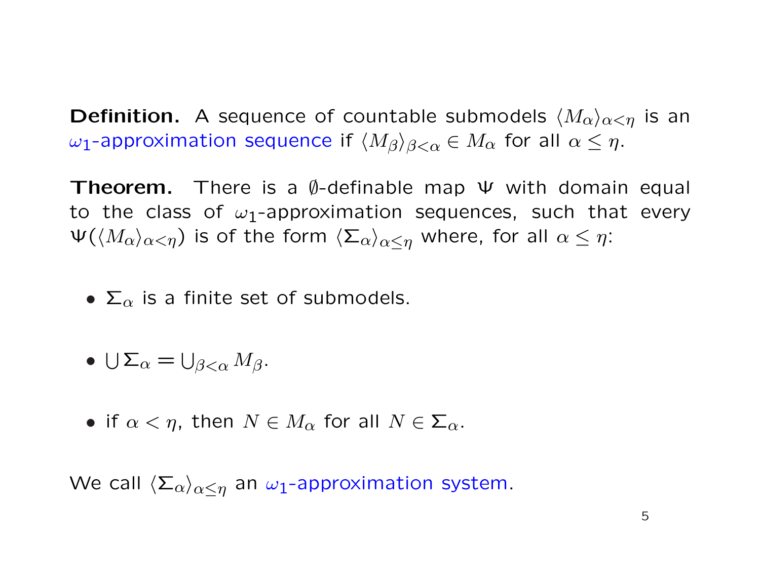**Definition.** A sequence of countable submodels $\langle M_\alpha \rangle_{\alpha<\eta}$ is an $\omega_1$-approximation sequence if $\langle M_\beta \rangle_{\beta<\alpha} \in M_\alpha$ for all $\alpha \leq \eta$.

**Theorem.** There is a $\emptyset$-definable map $\Psi$ with domain equal to the class of $\omega_1$-approximation sequences, such that every $\Psi(\langle M_\alpha \rangle_{\alpha<\eta})$ is of the form $\langle \Sigma_\alpha \rangle_{\alpha \leq \eta}$ where, for all $\alpha \leq \eta$:

- $\Sigma_\alpha$ is a finite set of submodels.
- $\bigcup \Sigma_\alpha = \bigcup_{\beta<\alpha} M_\beta$.
- if $\alpha < \eta$, then $N \in M_\alpha$ for all $N \in \Sigma_\alpha$.

We call $\langle \Sigma_\alpha \rangle_{\alpha \leq \eta}$ an $\omega_1$-approximation system.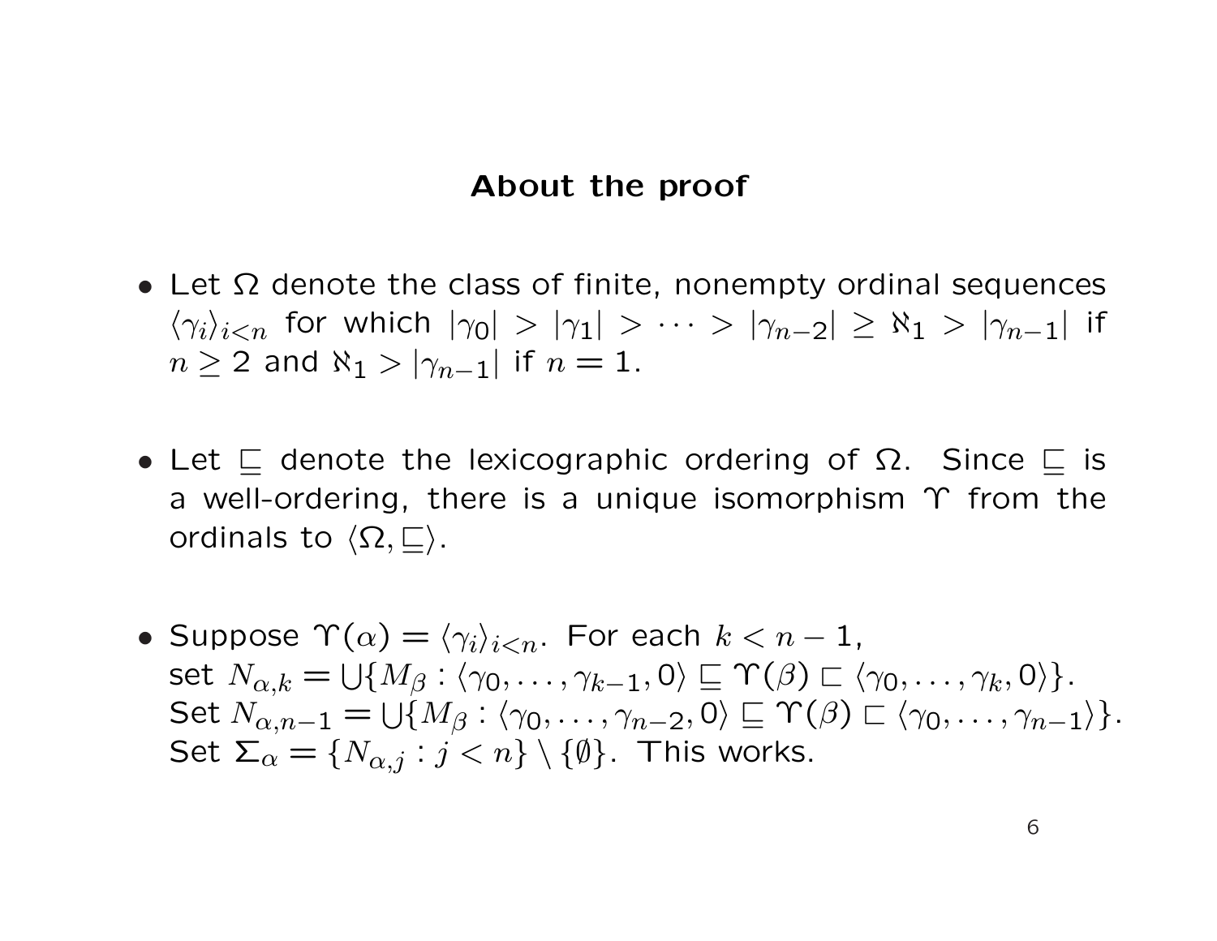## About the proof

- Let $\Omega$ denote the class of finite, nonempty ordinal sequences $\langle\gamma_i\rangle_{i<n}$ for which $|\gamma_0| > |\gamma_1| > \cdots > |\gamma_{n-2}| \geq \aleph_1 > |\gamma_{n-1}|$ if $n \geq 2$ and $\aleph_1 > |\gamma_{n-1}|$ if $n = 1$.

- Let $\sqsubseteq$ denote the lexicographic ordering of $\Omega$. Since $\sqsubseteq$ is a well-ordering, there is a unique isomorphism $\Upsilon$ from the ordinals to $\langle\Omega, \sqsubseteq\rangle$.

- Suppose $\Upsilon(\alpha) = \langle\gamma_i\rangle_{i<n}$. For each $k < n-1$, set $N_{\alpha,k} = \bigcup\{M_\beta : \langle\gamma_0, \ldots, \gamma_{k-1}, 0\rangle \sqsubseteq \Upsilon(\beta) \sqsubset \langle\gamma_0, \ldots, \gamma_k, 0\rangle\}$. Set $N_{\alpha,n-1} = \bigcup\{M_\beta : \langle\gamma_0, \ldots, \gamma_{n-2}, 0\rangle \sqsubseteq \Upsilon(\beta) \sqsubset \langle\gamma_0, \ldots, \gamma_{n-1}\rangle\}$. Set $\Sigma_\alpha = \{N_{\alpha,j} : j < n\} \setminus \{\emptyset\}$. This works.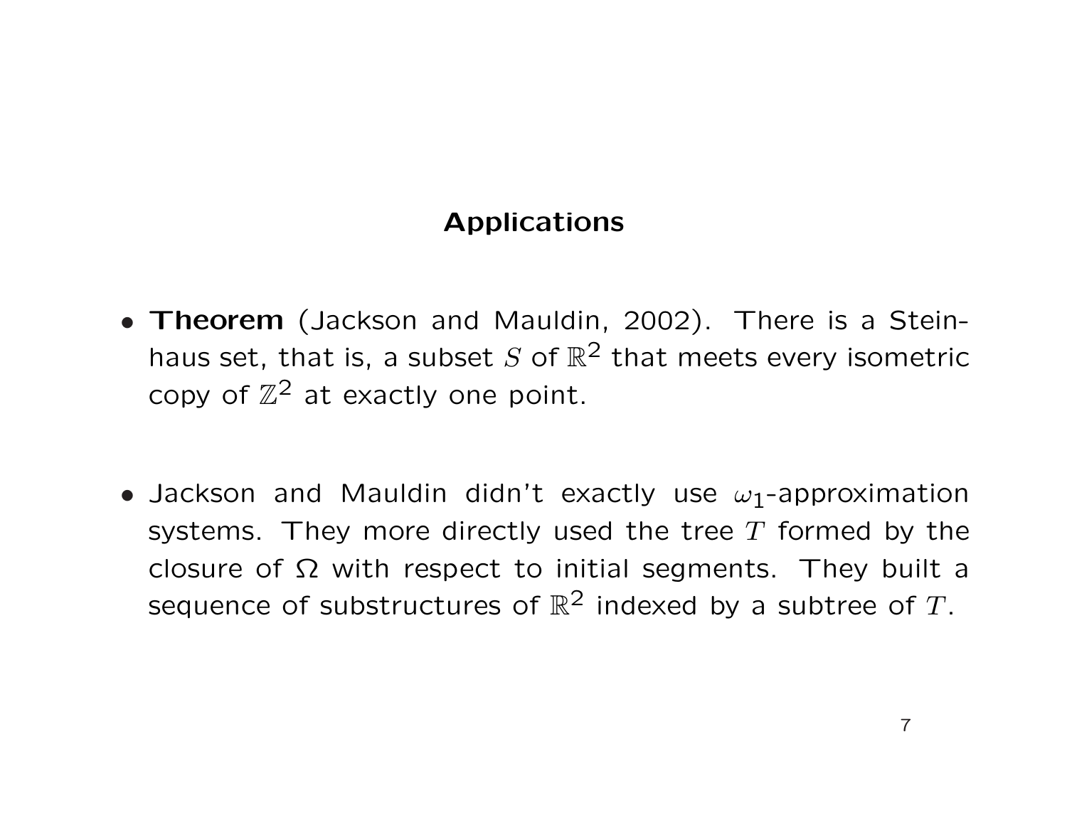## Applications

- **Theorem** (Jackson and Mauldin, 2002). There is a Steinhaus set, that is, a subset $S$ of $\mathbb{R}^2$ that meets every isometric copy of $\mathbb{Z}^2$ at exactly one point.

- Jackson and Mauldin didn't exactly use $\omega_1$-approximation systems. They more directly used the tree $T$ formed by the closure of $\Omega$ with respect to initial segments. They built a sequence of substructures of $\mathbb{R}^2$ indexed by a subtree of $T$.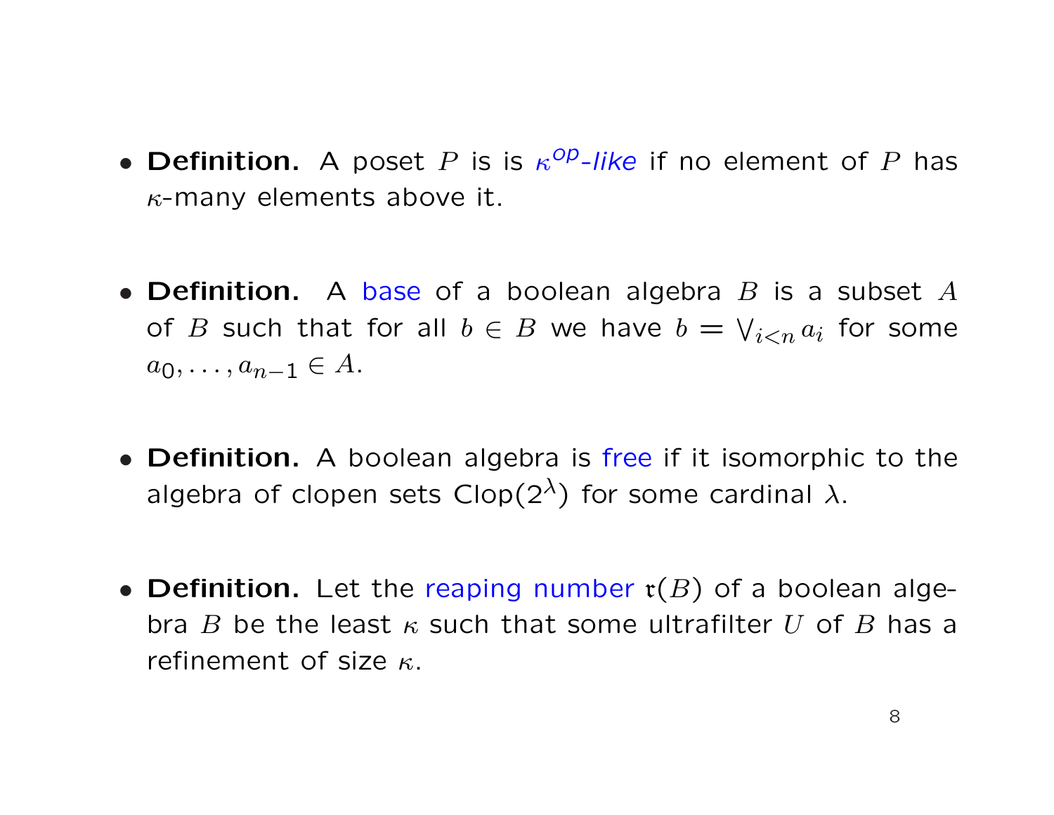- **Definition.** A poset $P$ is is *$\kappa^{op}$-like* if no element of $P$ has $\kappa$-many elements above it.

- **Definition.** A base of a boolean algebra $B$ is a subset $A$ of $B$ such that for all $b \in B$ we have $b = \bigvee_{i<n} a_i$ for some $a_0, \ldots, a_{n-1} \in A$.

- **Definition.** A boolean algebra is free if it isomorphic to the algebra of clopen sets $\text{Clop}(2^\lambda)$ for some cardinal $\lambda$.

- **Definition.** Let the reaping number $\mathfrak{r}(B)$ of a boolean algebra $B$ be the least $\kappa$ such that some ultrafilter $U$ of $B$ has a refinement of size $\kappa$.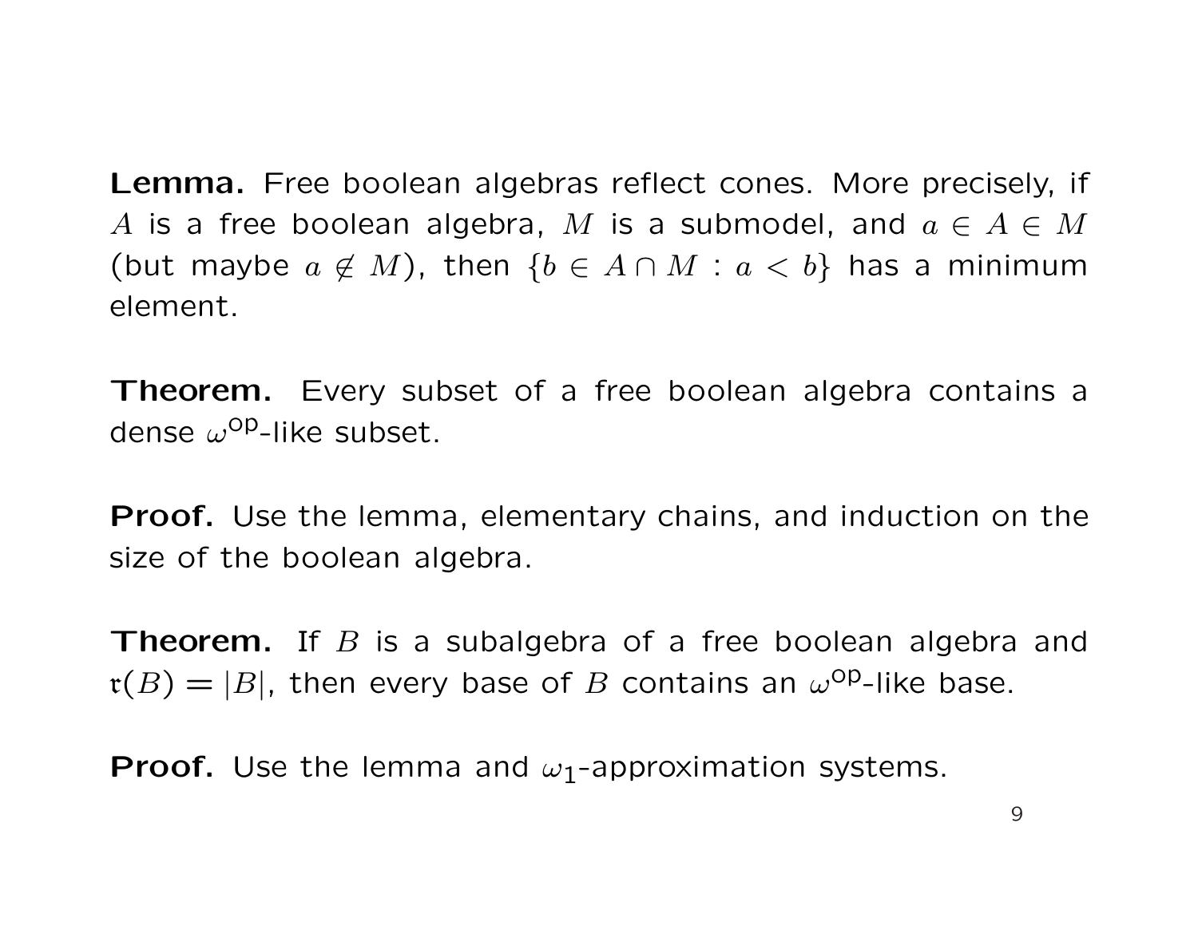**Lemma.** Free boolean algebras reflect cones. More precisely, if $A$ is a free boolean algebra, $M$ is a submodel, and $a \in A \in M$ (but maybe $a \notin M$), then $\{b \in A \cap M : a < b\}$ has a minimum element.

**Theorem.** Every subset of a free boolean algebra contains a dense $\omega^{\mathrm{op}}$-like subset.

**Proof.** Use the lemma, elementary chains, and induction on the size of the boolean algebra.

**Theorem.** If $B$ is a subalgebra of a free boolean algebra and $\mathfrak{r}(B) = |B|$, then every base of $B$ contains an $\omega^{\mathrm{op}}$-like base.

**Proof.** Use the lemma and $\omega_1$-approximation systems.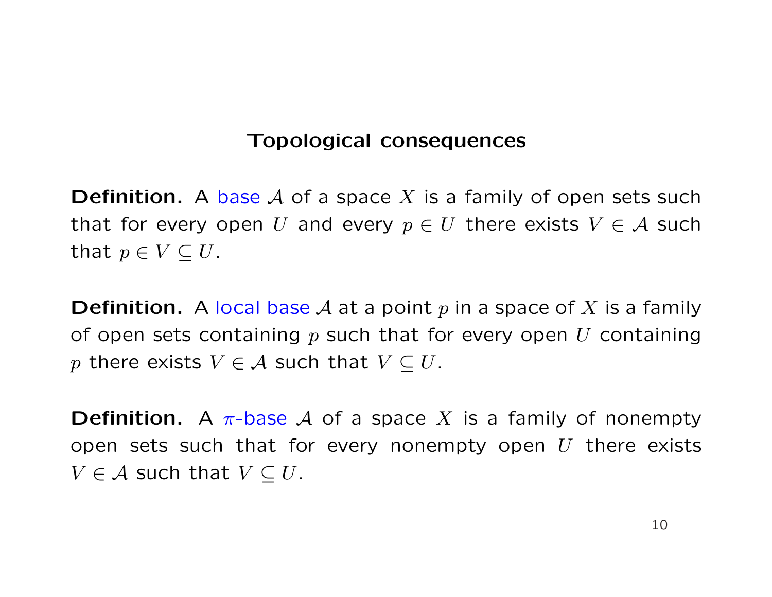## Topological consequences

**Definition.** A base $\mathcal{A}$ of a space $X$ is a family of open sets such that for every open $U$ and every $p \in U$ there exists $V \in \mathcal{A}$ such that $p \in V \subseteq U$.

**Definition.** A local base $\mathcal{A}$ at a point $p$ in a space of $X$ is a family of open sets containing $p$ such that for every open $U$ containing $p$ there exists $V \in \mathcal{A}$ such that $V \subseteq U$.

**Definition.** A $\pi$-base $\mathcal{A}$ of a space $X$ is a family of nonempty open sets such that for every nonempty open $U$ there exists $V \in \mathcal{A}$ such that $V \subseteq U$.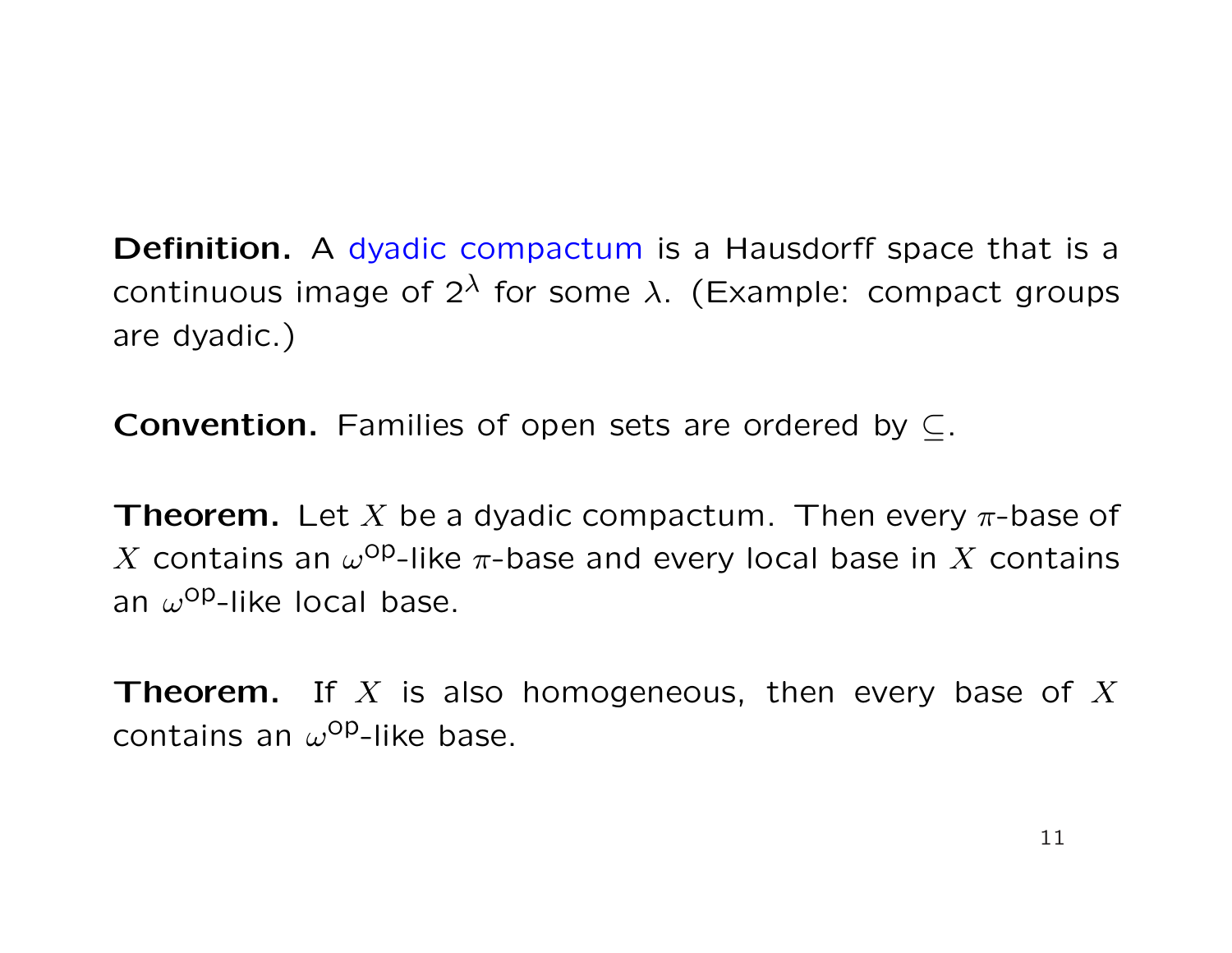**Definition.** A dyadic compactum is a Hausdorff space that is a continuous image of $2^\lambda$ for some $\lambda$. (Example: compact groups are dyadic.)

**Convention.** Families of open sets are ordered by $\subseteq$.

**Theorem.** Let $X$ be a dyadic compactum. Then every $\pi$-base of $X$ contains an $\omega^{\mathrm{op}}$-like $\pi$-base and every local base in $X$ contains an $\omega^{\mathrm{op}}$-like local base.

**Theorem.** If $X$ is also homogeneous, then every base of $X$ contains an $\omega^{\mathrm{op}}$-like base.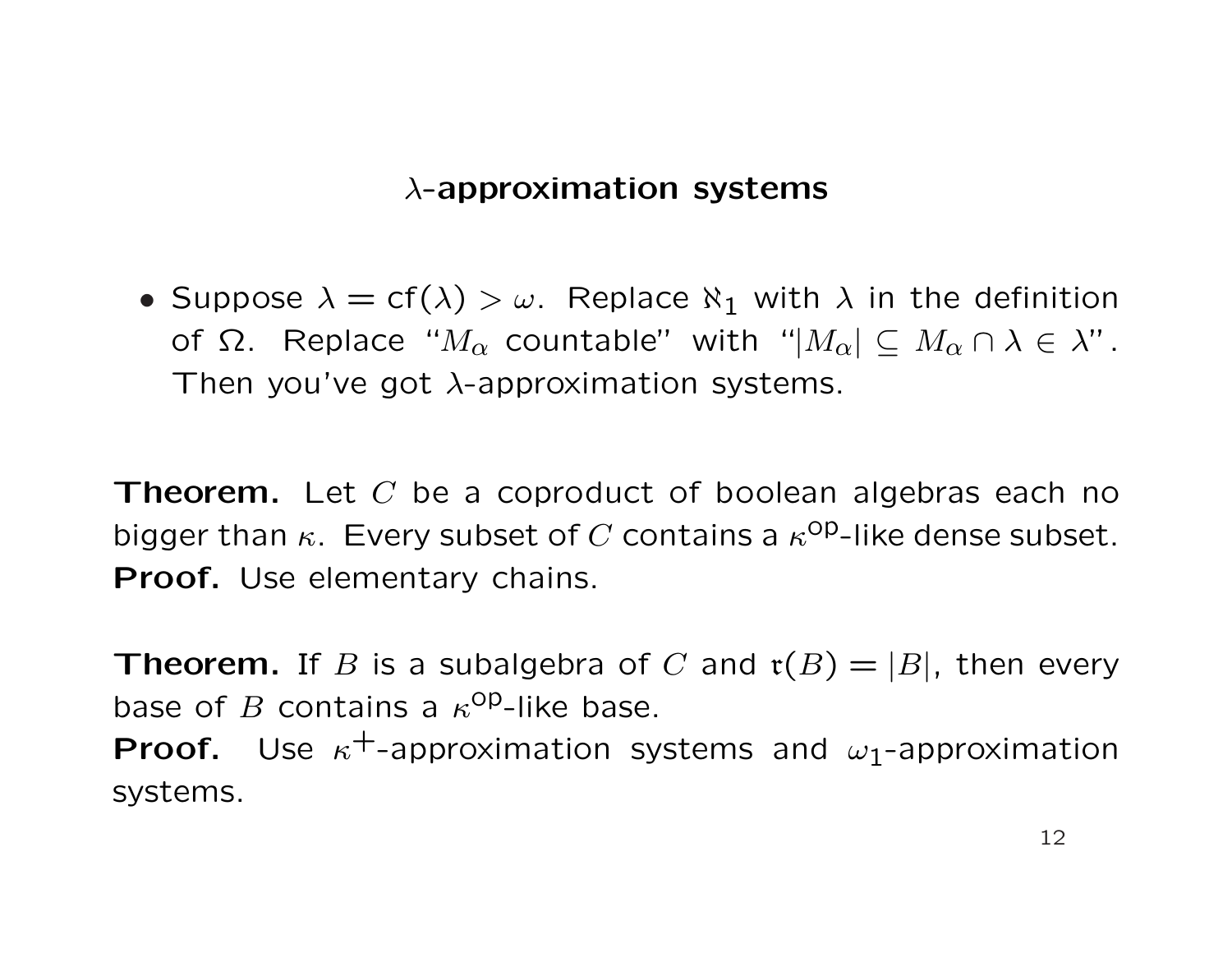## $\lambda$-approximation systems

- Suppose $\lambda = \mathrm{cf}(\lambda) > \omega$. Replace $\aleph_1$ with $\lambda$ in the definition of $\Omega$. Replace "$M_\alpha$ countable" with "$|M_\alpha| \subseteq M_\alpha \cap \lambda \in \lambda$". Then you've got $\lambda$-approximation systems.

**Theorem.** Let $C$ be a coproduct of boolean algebras each no bigger than $\kappa$. Every subset of $C$ contains a $\kappa^{\mathrm{op}}$-like dense subset.
**Proof.** Use elementary chains.

**Theorem.** If $B$ is a subalgebra of $C$ and $\mathfrak{r}(B) = |B|$, then every base of $B$ contains a $\kappa^{\mathrm{op}}$-like base.
**Proof.** Use $\kappa^+$-approximation systems and $\omega_1$-approximation systems.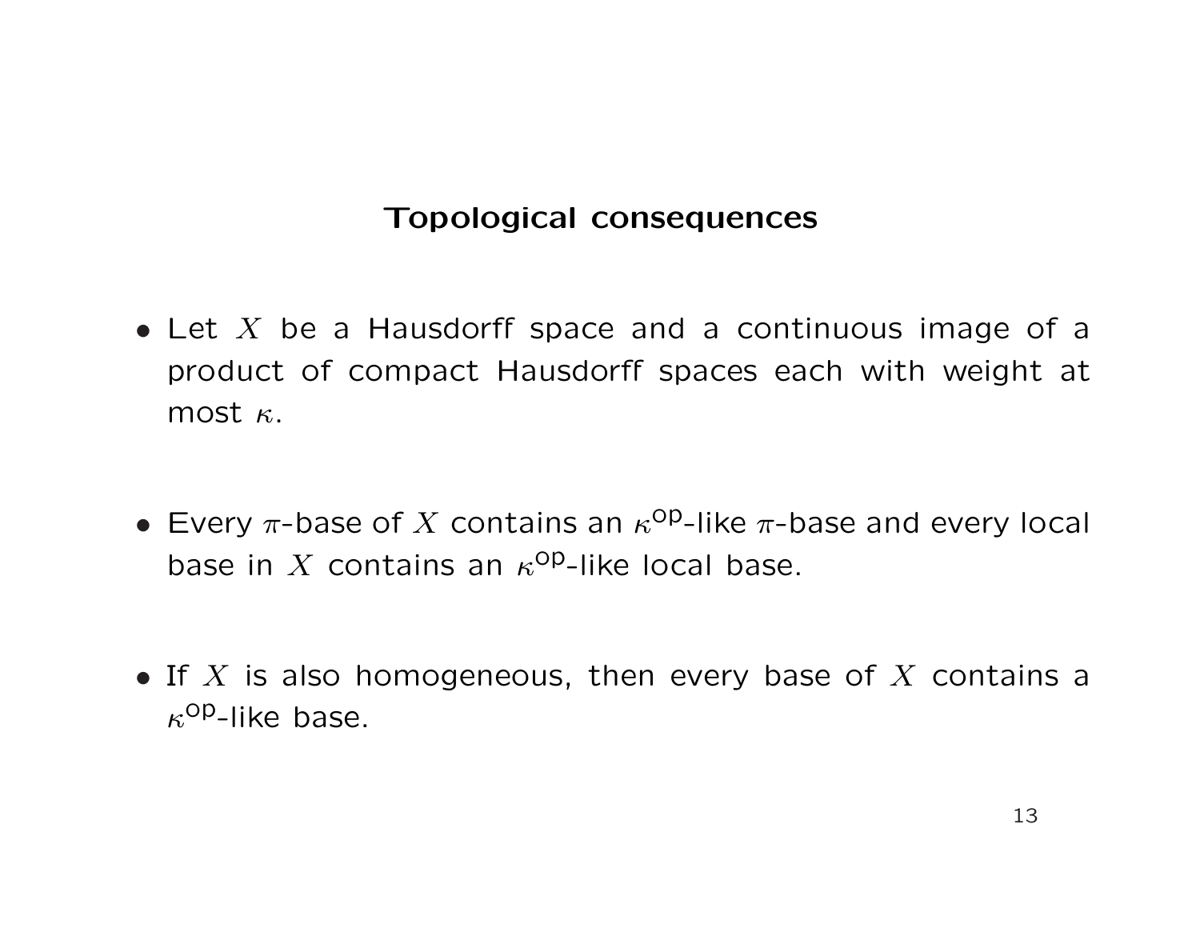## Topological consequences

- Let $X$ be a Hausdorff space and a continuous image of a product of compact Hausdorff spaces each with weight at most $\kappa$.

- Every $\pi$-base of $X$ contains an $\kappa^{\mathrm{op}}$-like $\pi$-base and every local base in $X$ contains an $\kappa^{\mathrm{op}}$-like local base.

- If $X$ is also homogeneous, then every base of $X$ contains a $\kappa^{\mathrm{op}}$-like base.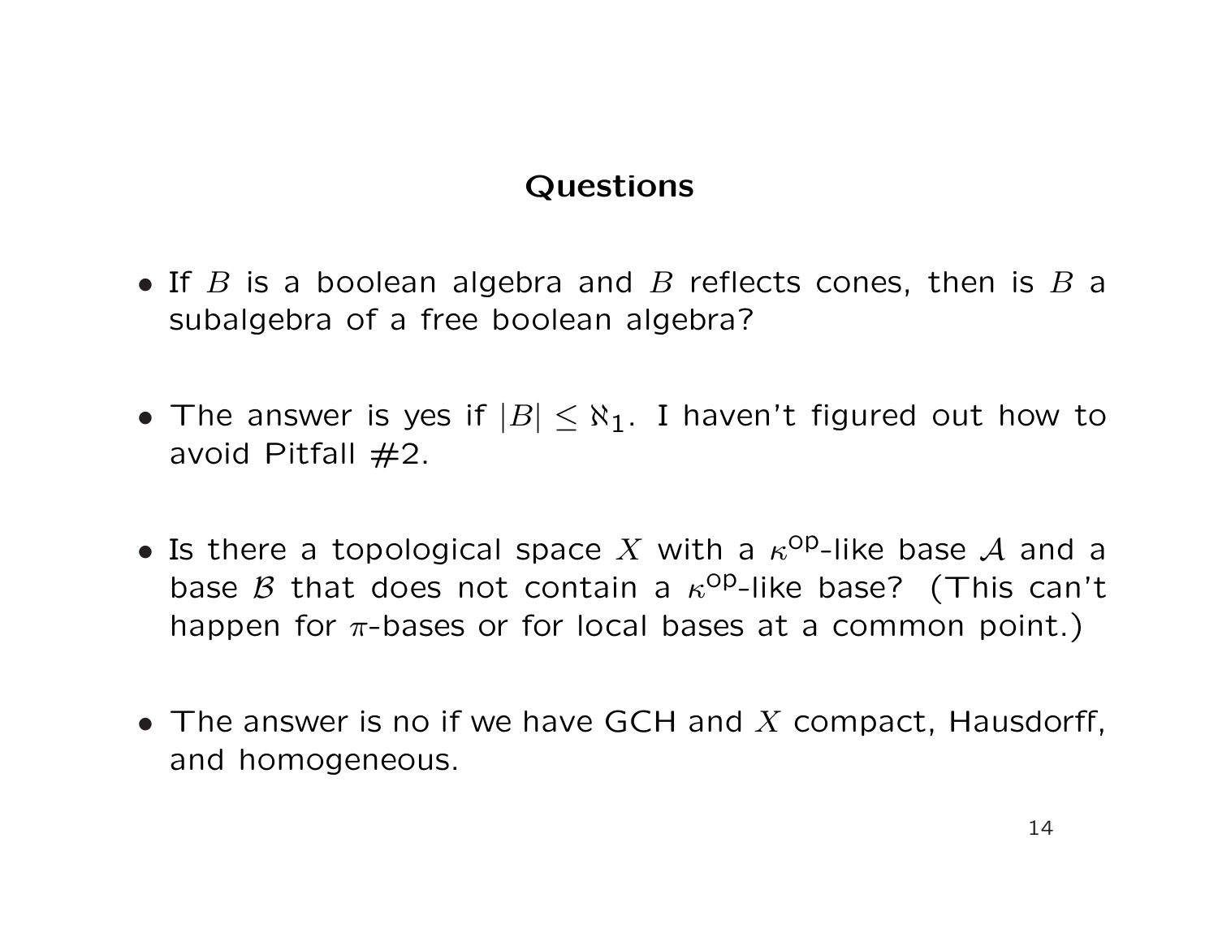## Questions

- If $B$ is a boolean algebra and $B$ reflects cones, then is $B$ a subalgebra of a free boolean algebra?

- The answer is yes if $|B| \leq \aleph_1$. I haven't figured out how to avoid Pitfall #2.

- Is there a topological space $X$ with a $\kappa^{\mathrm{op}}$-like base $\mathcal{A}$ and a base $\mathcal{B}$ that does not contain a $\kappa^{\mathrm{op}}$-like base? (This can't happen for $\pi$-bases or for local bases at a common point.)

- The answer is no if we have GCH and $X$ compact, Hausdorff, and homogeneous.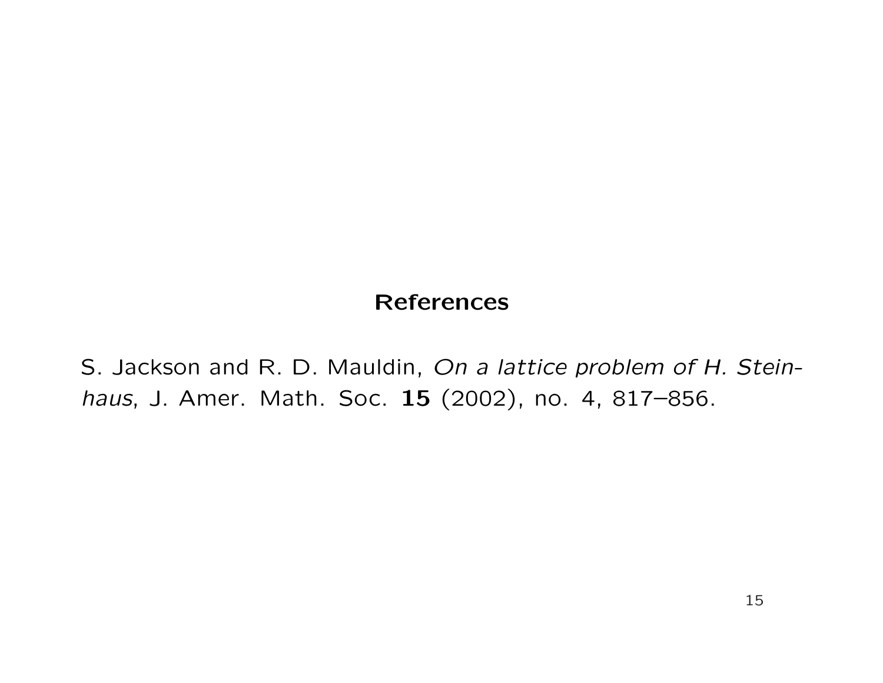## References

S. Jackson and R. D. Mauldin, *On a lattice problem of H. Steinhaus*, J. Amer. Math. Soc. **15** (2002), no. 4, 817–856.